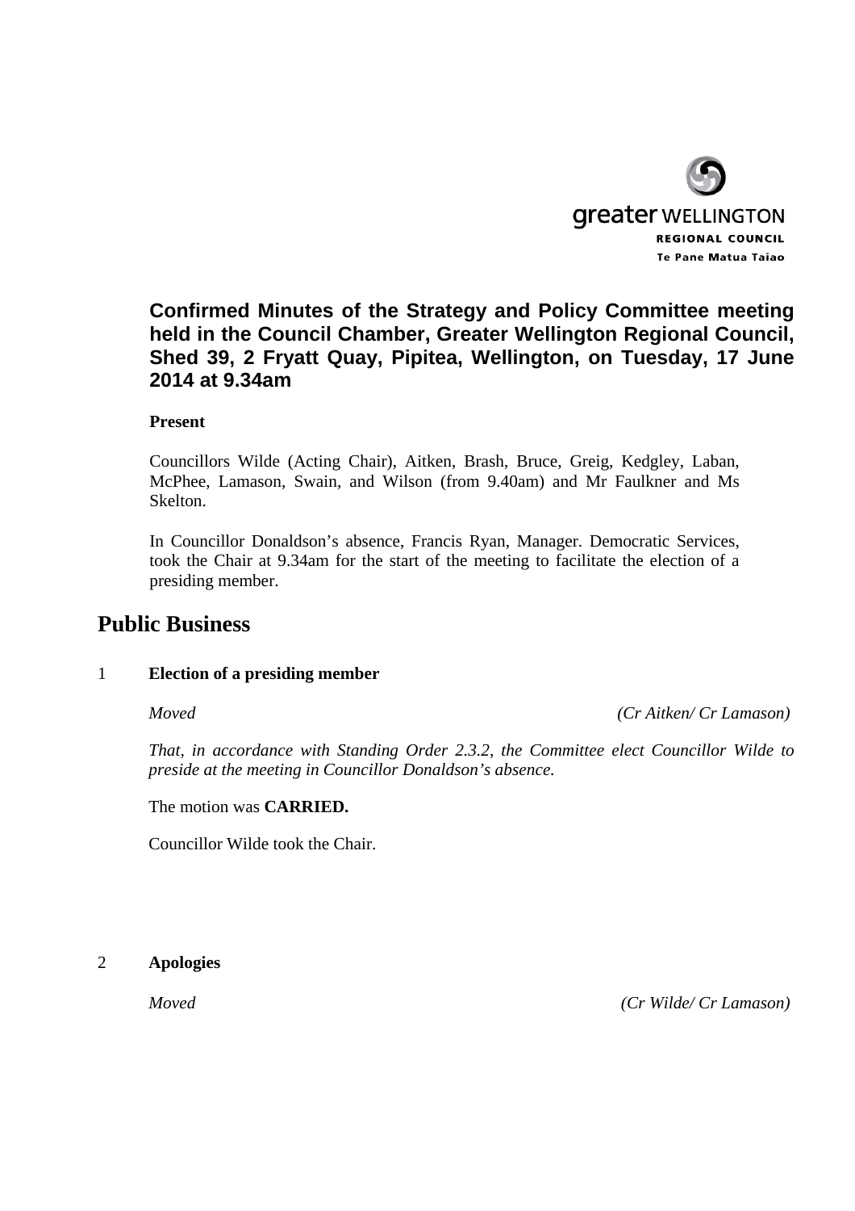greater WELLINGTON
REGIONAL COUNCIL
Te Pane Matua Taiao

**Confirmed Minutes of the Strategy and Policy Committee meeting held in the Council Chamber, Greater Wellington Regional Council, Shed 39, 2 Fryatt Quay, Pipitea, Wellington, on Tuesday, 17 June 2014 at 9.34am**

**Present**

Councillors Wilde (Acting Chair), Aitken, Brash, Bruce, Greig, Kedgley, Laban, McPhee, Lamason, Swain, and Wilson (from 9.40am) and Mr Faulkner and Ms Skelton.

In Councillor Donaldson's absence, Francis Ryan, Manager. Democratic Services, took the Chair at 9.34am for the start of the meeting to facilitate the election of a presiding member.

# Public Business

1 **Election of a presiding member**

*Moved* *(Cr Aitken/ Cr Lamason)*

*That, in accordance with Standing Order 2.3.2, the Committee elect Councillor Wilde to preside at the meeting in Councillor Donaldson's absence.*

The motion was **CARRIED.**

Councillor Wilde took the Chair.

2 **Apologies**

*Moved* *(Cr Wilde/ Cr Lamason)*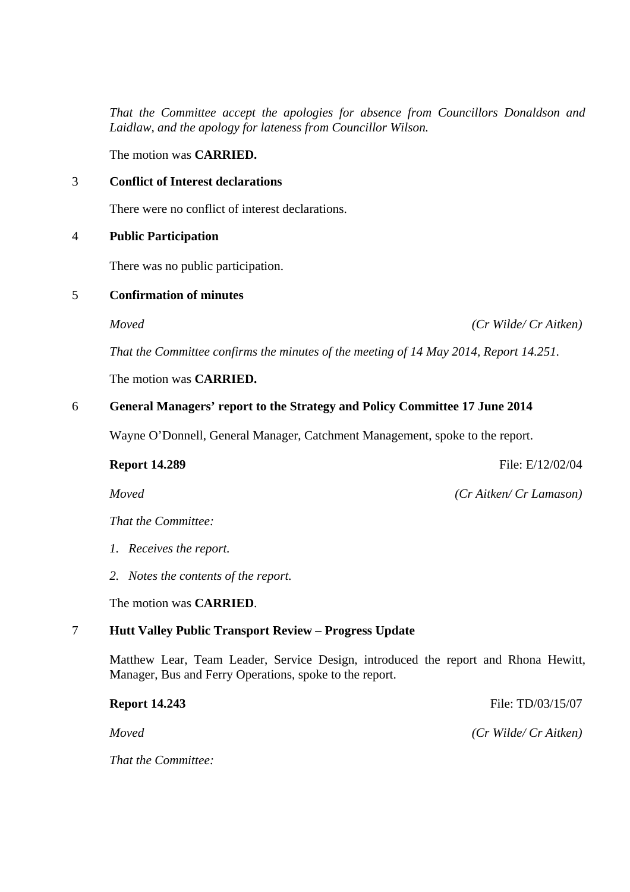*That the Committee accept the apologies for absence from Councillors Donaldson and Laidlaw, and the apology for lateness from Councillor Wilson.*

The motion was **CARRIED.**

## 3 Conflict of Interest declarations

There were no conflict of interest declarations.

## 4 Public Participation

There was no public participation.

## 5 Confirmation of minutes

*Moved* *(Cr Wilde/ Cr Aitken)*

*That the Committee confirms the minutes of the meeting of 14 May 2014, Report 14.251.*

The motion was **CARRIED.**

## 6 General Managers' report to the Strategy and Policy Committee 17 June 2014

Wayne O'Donnell, General Manager, Catchment Management, spoke to the report.

**Report 14.289** File: E/12/02/04

*Moved* *(Cr Aitken/ Cr Lamason)*

*That the Committee:*

1. *Receives the report.*
2. *Notes the contents of the report.*

The motion was **CARRIED**.

## 7 Hutt Valley Public Transport Review – Progress Update

Matthew Lear, Team Leader, Service Design, introduced the report and Rhona Hewitt, Manager, Bus and Ferry Operations, spoke to the report.

**Report 14.243** File: TD/03/15/07

*Moved* *(Cr Wilde/ Cr Aitken)*

*That the Committee:*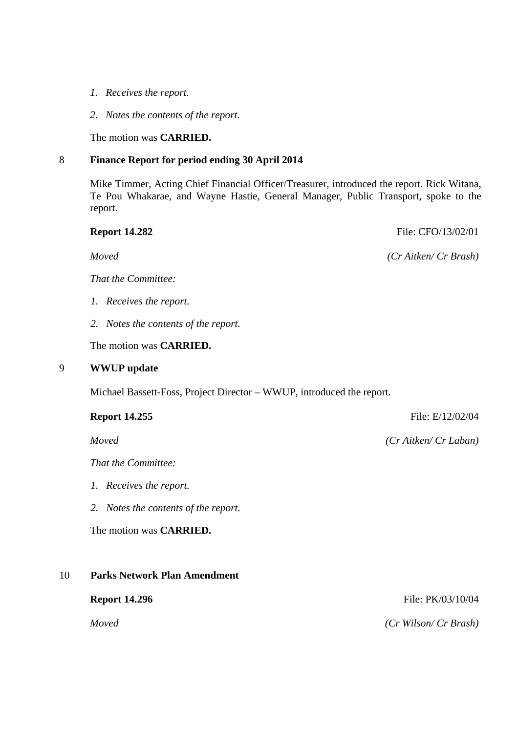*1. Receives the report.*

*2. Notes the contents of the report.*

The motion was **CARRIED.**

## 8 Finance Report for period ending 30 April 2014

Mike Timmer, Acting Chief Financial Officer/Treasurer, introduced the report. Rick Witana, Te Pou Whakarae, and Wayne Hastie, General Manager, Public Transport, spoke to the report.

**Report 14.282** File: CFO/13/02/01

*Moved* *(Cr Aitken/ Cr Brash)*

*That the Committee:*

*1. Receives the report.*

*2. Notes the contents of the report.*

The motion was **CARRIED.**

## 9 WWUP update

Michael Bassett-Foss, Project Director – WWUP, introduced the report.

**Report 14.255** File: E/12/02/04

*Moved* *(Cr Aitken/ Cr Laban)*

*That the Committee:*

*1. Receives the report.*

*2. Notes the contents of the report.*

The motion was **CARRIED.**

## 10 Parks Network Plan Amendment

**Report 14.296** File: PK/03/10/04

*Moved* *(Cr Wilson/ Cr Brash)*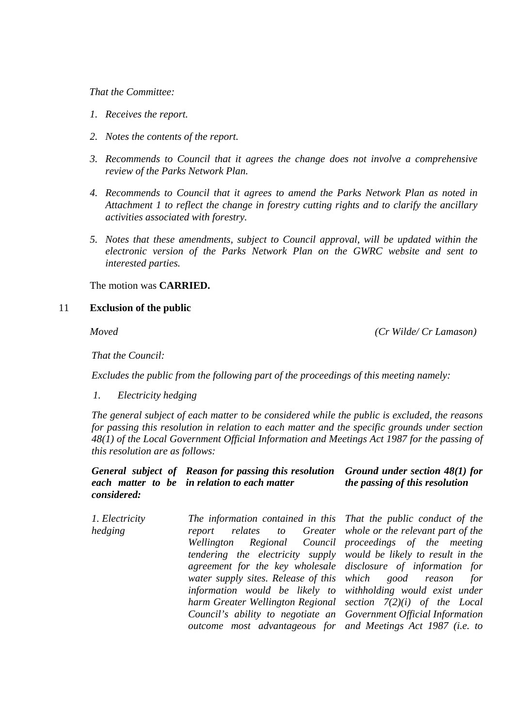*That the Committee:*

1. *Receives the report.*
2. *Notes the contents of the report.*
3. *Recommends to Council that it agrees the change does not involve a comprehensive review of the Parks Network Plan.*
4. *Recommends to Council that it agrees to amend the Parks Network Plan as noted in Attachment 1 to reflect the change in forestry cutting rights and to clarify the ancillary activities associated with forestry.*
5. *Notes that these amendments, subject to Council approval, will be updated within the electronic version of the Parks Network Plan on the GWRC website and sent to interested parties.*

The motion was **CARRIED.**

## 11 Exclusion of the public

*Moved* *(Cr Wilde/ Cr Lamason)*

*That the Council:*

*Excludes the public from the following part of the proceedings of this meeting namely:*

1. *Electricity hedging*

*The general subject of each matter to be considered while the public is excluded, the reasons for passing this resolution in relation to each matter and the specific grounds under section 48(1) of the Local Government Official Information and Meetings Act 1987 for the passing of this resolution are as follows:*

| ***General subject of each matter to be considered:*** | ***Reason for passing this resolution in relation to each matter*** | ***Ground under section 48(1) for the passing of this resolution*** |
|---|---|---|
| *1. Electricity hedging* | *The information contained in this report relates to Greater Wellington Regional Council tendering the electricity supply agreement for the key wholesale water supply sites. Release of this information would be likely to harm Greater Wellington Regional Council's ability to negotiate an outcome most advantageous for* | *That the public conduct of the whole or the relevant part of the proceedings of the meeting would be likely to result in the disclosure of information for which good reason for withholding would exist under section 7(2)(i) of the Local Government Official Information and Meetings Act 1987 (i.e. to* |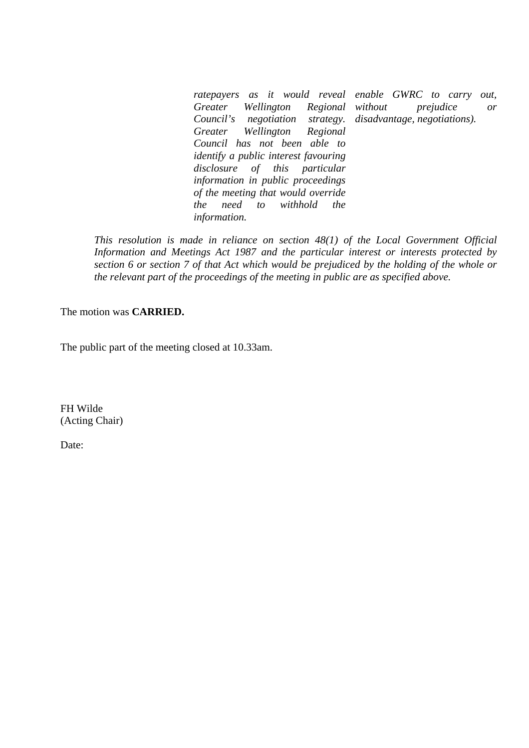| | | |
|---|---|---|
| | *ratepayers as it would reveal Greater Wellington Regional Council's negotiation strategy. Greater Wellington Regional Council has not been able to identify a public interest favouring disclosure of this particular information in public proceedings of the meeting that would override the need to withhold the information.* | *enable GWRC to carry out, without prejudice or disadvantage, negotiations).* |

*This resolution is made in reliance on section 48(1) of the Local Government Official Information and Meetings Act 1987 and the particular interest or interests protected by section 6 or section 7 of that Act which would be prejudiced by the holding of the whole or the relevant part of the proceedings of the meeting in public are as specified above.*

The motion was **CARRIED.**

The public part of the meeting closed at 10.33am.

FH Wilde
(Acting Chair)

Date: